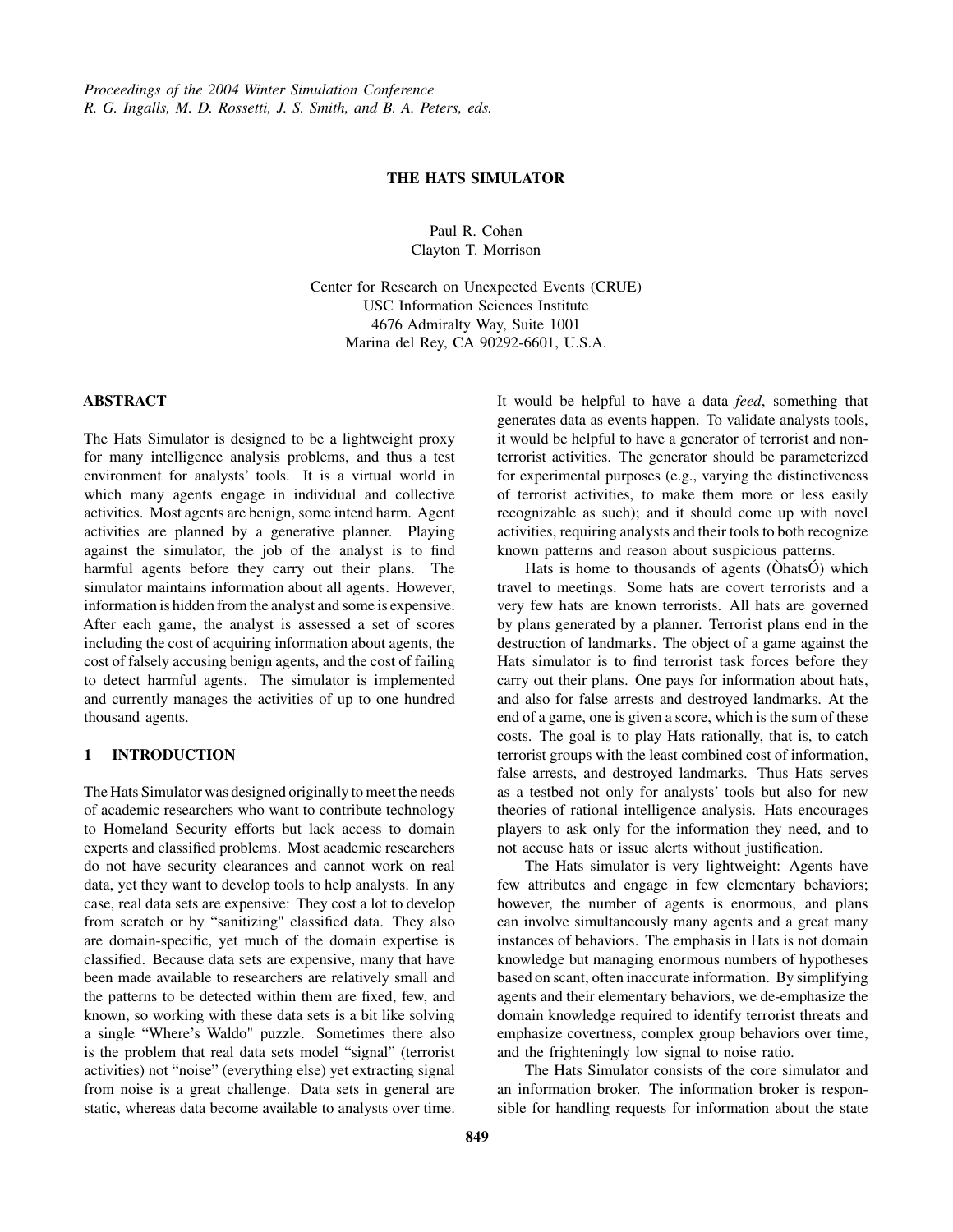*Proceedings of the 2004 Winter Simulation Conference*
*R. G. Ingalls, M. D. Rossetti, J. S. Smith, and B. A. Peters, eds.*

# THE HATS SIMULATOR

Paul R. Cohen
Clayton T. Morrison

Center for Research on Unexpected Events (CRUE)
USC Information Sciences Institute
4676 Admiralty Way, Suite 1001
Marina del Rey, CA 90292-6601, U.S.A.

## ABSTRACT

The Hats Simulator is designed to be a lightweight proxy for many intelligence analysis problems, and thus a test environment for analysts' tools. It is a virtual world in which many agents engage in individual and collective activities. Most agents are benign, some intend harm. Agent activities are planned by a generative planner. Playing against the simulator, the job of the analyst is to find harmful agents before they carry out their plans. The simulator maintains information about all agents. However, information is hidden from the analyst and some is expensive. After each game, the analyst is assessed a set of scores including the cost of acquiring information about agents, the cost of falsely accusing benign agents, and the cost of failing to detect harmful agents. The simulator is implemented and currently manages the activities of up to one hundred thousand agents.

## 1 INTRODUCTION

The Hats Simulator was designed originally to meet the needs of academic researchers who want to contribute technology to Homeland Security efforts but lack access to domain experts and classified problems. Most academic researchers do not have security clearances and cannot work on real data, yet they want to develop tools to help analysts. In any case, real data sets are expensive: They cost a lot to develop from scratch or by "sanitizing" classified data. They also are domain-specific, yet much of the domain expertise is classified. Because data sets are expensive, many that have been made available to researchers are relatively small and the patterns to be detected within them are fixed, few, and known, so working with these data sets is a bit like solving a single "Where's Waldo" puzzle. Sometimes there also is the problem that real data sets model "signal" (terrorist activities) not "noise" (everything else) yet extracting signal from noise is a great challenge. Data sets in general are static, whereas data become available to analysts over time. It would be helpful to have a data *feed*, something that generates data as events happen. To validate analysts tools, it would be helpful to have a generator of terrorist and non-terrorist activities. The generator should be parameterized for experimental purposes (e.g., varying the distinctiveness of terrorist activities, to make them more or less easily recognizable as such); and it should come up with novel activities, requiring analysts and their tools to both recognize known patterns and reason about suspicious patterns.

Hats is home to thousands of agents (ÒhatsÓ) which travel to meetings. Some hats are covert terrorists and a very few hats are known terrorists. All hats are governed by plans generated by a planner. Terrorist plans end in the destruction of landmarks. The object of a game against the Hats simulator is to find terrorist task forces before they carry out their plans. One pays for information about hats, and also for false arrests and destroyed landmarks. At the end of a game, one is given a score, which is the sum of these costs. The goal is to play Hats rationally, that is, to catch terrorist groups with the least combined cost of information, false arrests, and destroyed landmarks. Thus Hats serves as a testbed not only for analysts' tools but also for new theories of rational intelligence analysis. Hats encourages players to ask only for the information they need, and to not accuse hats or issue alerts without justification.

The Hats simulator is very lightweight: Agents have few attributes and engage in few elementary behaviors; however, the number of agents is enormous, and plans can involve simultaneously many agents and a great many instances of behaviors. The emphasis in Hats is not domain knowledge but managing enormous numbers of hypotheses based on scant, often inaccurate information. By simplifying agents and their elementary behaviors, we de-emphasize the domain knowledge required to identify terrorist threats and emphasize covertness, complex group behaviors over time, and the frighteningly low signal to noise ratio.

The Hats Simulator consists of the core simulator and an information broker. The information broker is responsible for handling requests for information about the state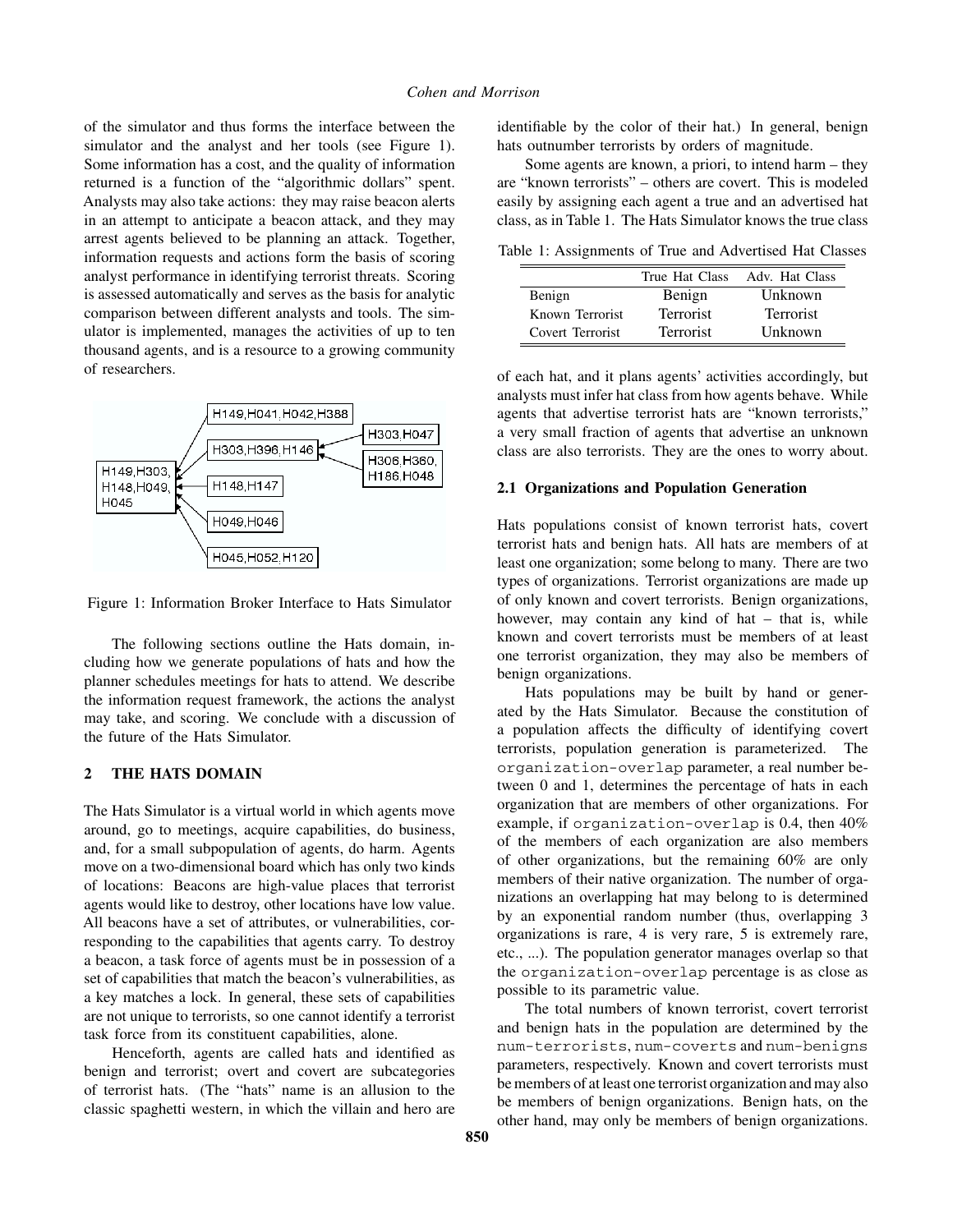of the simulator and thus forms the interface between the simulator and the analyst and her tools (see Figure 1). Some information has a cost, and the quality of information returned is a function of the "algorithmic dollars" spent. Analysts may also take actions: they may raise beacon alerts in an attempt to anticipate a beacon attack, and they may arrest agents believed to be planning an attack. Together, information requests and actions form the basis of scoring analyst performance in identifying terrorist threats. Scoring is assessed automatically and serves as the basis for analytic comparison between different analysts and tools. The simulator is implemented, manages the activities of up to ten thousand agents, and is a resource to a growing community of researchers.

Figure 1: Information Broker Interface to Hats Simulator

The following sections outline the Hats domain, including how we generate populations of hats and how the planner schedules meetings for hats to attend. We describe the information request framework, the actions the analyst may take, and scoring. We conclude with a discussion of the future of the Hats Simulator.

## 2 THE HATS DOMAIN

The Hats Simulator is a virtual world in which agents move around, go to meetings, acquire capabilities, do business, and, for a small subpopulation of agents, do harm. Agents move on a two-dimensional board which has only two kinds of locations: Beacons are high-value places that terrorist agents would like to destroy, other locations have low value. All beacons have a set of attributes, or vulnerabilities, corresponding to the capabilities that agents carry. To destroy a beacon, a task force of agents must be in possession of a set of capabilities that match the beacon's vulnerabilities, as a key matches a lock. In general, these sets of capabilities are not unique to terrorists, so one cannot identify a terrorist task force from its constituent capabilities, alone.

Henceforth, agents are called hats and identified as benign and terrorist; overt and covert are subcategories of terrorist hats. (The "hats" name is an allusion to the classic spaghetti western, in which the villain and hero are identifiable by the color of their hat.) In general, benign hats outnumber terrorists by orders of magnitude.

Some agents are known, a priori, to intend harm – they are "known terrorists" – others are covert. This is modeled easily by assigning each agent a true and an advertised hat class, as in Table 1. The Hats Simulator knows the true class of each hat, and it plans agents' activities accordingly, but analysts must infer hat class from how agents behave. While agents that advertise terrorist hats are "known terrorists," a very small fraction of agents that advertise an unknown class are also terrorists. They are the ones to worry about.

Table 1: Assignments of True and Advertised Hat Classes

| | True Hat Class | Adv. Hat Class |
|---|---|---|
| Benign | Benign | Unknown |
| Known Terrorist | Terrorist | Terrorist |
| Covert Terrorist | Terrorist | Unknown |

### 2.1 Organizations and Population Generation

Hats populations consist of known terrorist hats, covert terrorist hats and benign hats. All hats are members of at least one organization; some belong to many. There are two types of organizations. Terrorist organizations are made up of only known and covert terrorists. Benign organizations, however, may contain any kind of hat – that is, while known and covert terrorists must be members of at least one terrorist organization, they may also be members of benign organizations.

Hats populations may be built by hand or generated by the Hats Simulator. Because the constitution of a population affects the difficulty of identifying covert terrorists, population generation is parameterized. The `organization-overlap` parameter, a real number between 0 and 1, determines the percentage of hats in each organization that are members of other organizations. For example, if `organization-overlap` is 0.4, then 40% of the members of each organization are also members of other organizations, but the remaining 60% are only members of their native organization. The number of organizations an overlapping hat may belong to is determined by an exponential random number (thus, overlapping 3 organizations is rare, 4 is very rare, 5 is extremely rare, etc., ...). The population generator manages overlap so that the `organization-overlap` percentage is as close as possible to its parametric value.

The total numbers of known terrorist, covert terrorist and benign hats in the population are determined by the `num-terrorists`, `num-coverts` and `num-benigns` parameters, respectively. Known and covert terrorists must be members of at least one terrorist organization and may also be members of benign organizations. Benign hats, on the other hand, may only be members of benign organizations.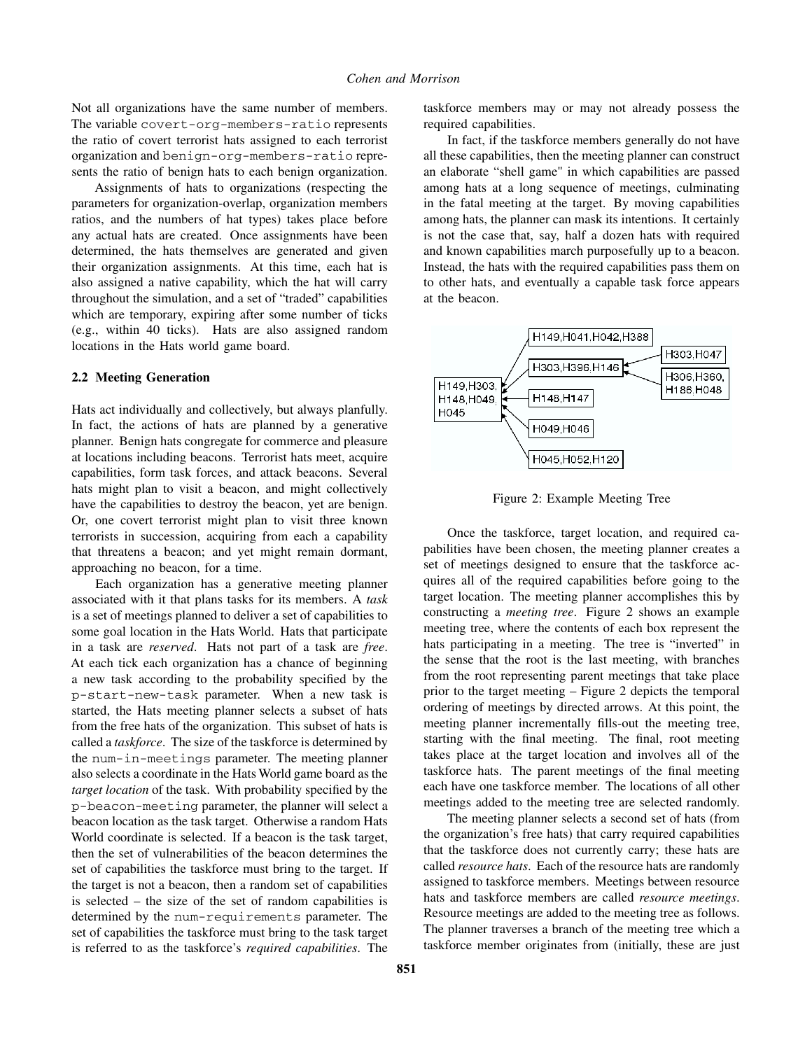Not all organizations have the same number of members. The variable covert-org-members-ratio represents the ratio of covert terrorist hats assigned to each terrorist organization and benign-org-members-ratio represents the ratio of benign hats to each benign organization.

Assignments of hats to organizations (respecting the parameters for organization-overlap, organization members ratios, and the numbers of hat types) takes place before any actual hats are created. Once assignments have been determined, the hats themselves are generated and given their organization assignments. At this time, each hat is also assigned a native capability, which the hat will carry throughout the simulation, and a set of "traded" capabilities which are temporary, expiring after some number of ticks (e.g., within 40 ticks). Hats are also assigned random locations in the Hats world game board.

### 2.2 Meeting Generation

Hats act individually and collectively, but always planfully. In fact, the actions of hats are planned by a generative planner. Benign hats congregate for commerce and pleasure at locations including beacons. Terrorist hats meet, acquire capabilities, form task forces, and attack beacons. Several hats might plan to visit a beacon, and might collectively have the capabilities to destroy the beacon, yet are benign. Or, one covert terrorist might plan to visit three known terrorists in succession, acquiring from each a capability that threatens a beacon; and yet might remain dormant, approaching no beacon, for a time.

Each organization has a generative meeting planner associated with it that plans tasks for its members. A *task* is a set of meetings planned to deliver a set of capabilities to some goal location in the Hats World. Hats that participate in a task are *reserved*. Hats not part of a task are *free*. At each tick each organization has a chance of beginning a new task according to the probability specified by the p-start-new-task parameter. When a new task is started, the Hats meeting planner selects a subset of hats from the free hats of the organization. This subset of hats is called a *taskforce*. The size of the taskforce is determined by the num-in-meetings parameter. The meeting planner also selects a coordinate in the Hats World game board as the *target location* of the task. With probability specified by the p-beacon-meeting parameter, the planner will select a beacon location as the task target. Otherwise a random Hats World coordinate is selected. If a beacon is the task target, then the set of vulnerabilities of the beacon determines the set of capabilities the taskforce must bring to the target. If the target is not a beacon, then a random set of capabilities is selected – the size of the set of random capabilities is determined by the num-requirements parameter. The set of capabilities the taskforce must bring to the task target is referred to as the taskforce's *required capabilities*. The taskforce members may or may not already possess the required capabilities.

In fact, if the taskforce members generally do not have all these capabilities, then the meeting planner can construct an elaborate "shell game" in which capabilities are passed among hats at a long sequence of meetings, culminating in the fatal meeting at the target. By moving capabilities among hats, the planner can mask its intentions. It certainly is not the case that, say, half a dozen hats with required and known capabilities march purposefully up to a beacon. Instead, the hats with the required capabilities pass them on to other hats, and eventually a capable task force appears at the beacon.

Figure 2: Example Meeting Tree

Once the taskforce, target location, and required capabilities have been chosen, the meeting planner creates a set of meetings designed to ensure that the taskforce acquires all of the required capabilities before going to the target location. The meeting planner accomplishes this by constructing a *meeting tree*. Figure 2 shows an example meeting tree, where the contents of each box represent the hats participating in a meeting. The tree is "inverted" in the sense that the root is the last meeting, with branches from the root representing parent meetings that take place prior to the target meeting – Figure 2 depicts the temporal ordering of meetings by directed arrows. At this point, the meeting planner incrementally fills-out the meeting tree, starting with the final meeting. The final, root meeting takes place at the target location and involves all of the taskforce hats. The parent meetings of the final meeting each have one taskforce member. The locations of all other meetings added to the meeting tree are selected randomly.

The meeting planner selects a second set of hats (from the organization's free hats) that carry required capabilities that the taskforce does not currently carry; these hats are called *resource hats*. Each of the resource hats are randomly assigned to taskforce members. Meetings between resource hats and taskforce members are called *resource meetings*. Resource meetings are added to the meeting tree as follows. The planner traverses a branch of the meeting tree which a taskforce member originates from (initially, these are just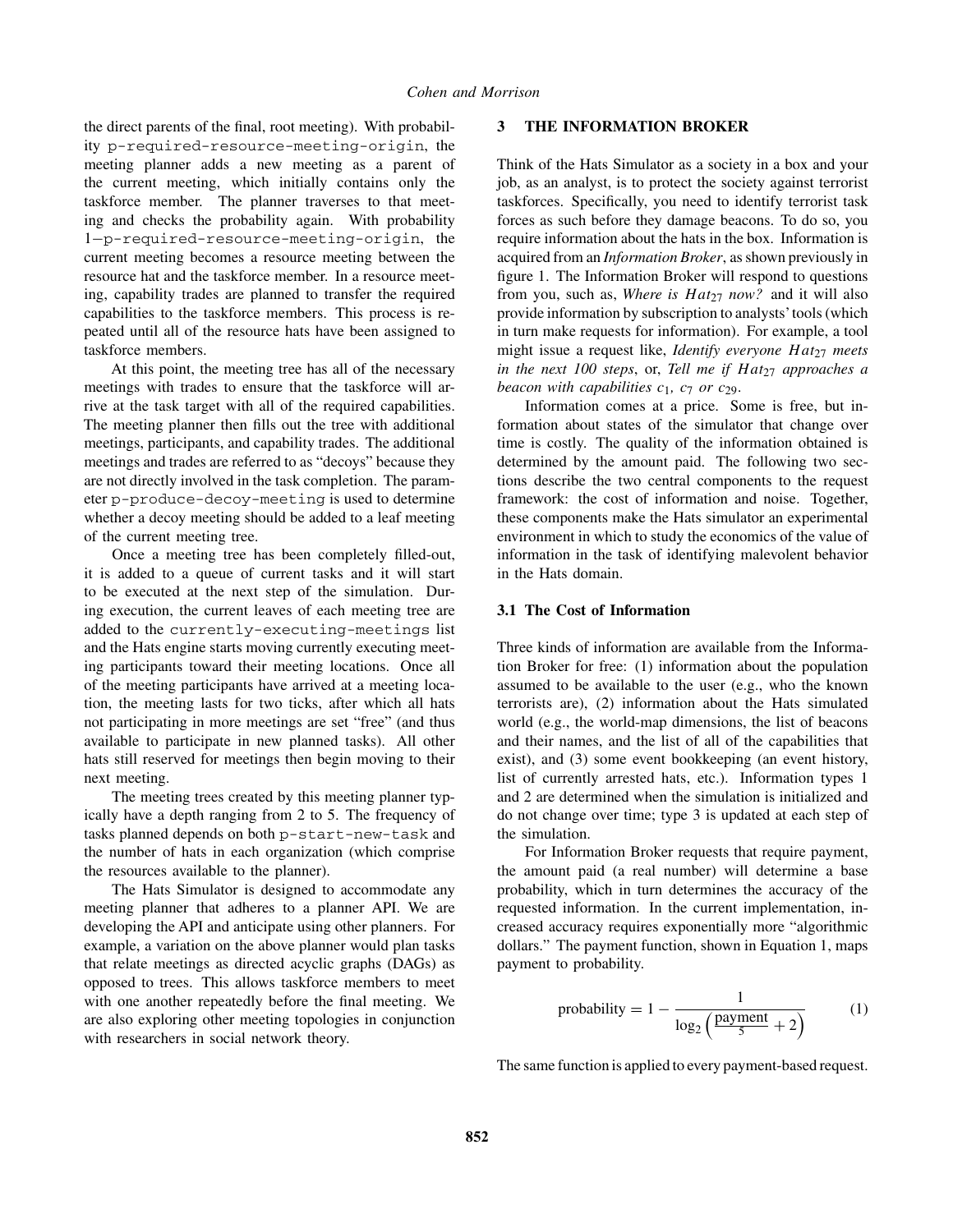the direct parents of the final, root meeting). With probability `p-required-resource-meeting-origin`, the meeting planner adds a new meeting as a parent of the current meeting, which initially contains only the taskforce member. The planner traverses to that meeting and checks the probability again. With probability 1−`p-required-resource-meeting-origin`, the current meeting becomes a resource meeting between the resource hat and the taskforce member. In a resource meeting, capability trades are planned to transfer the required capabilities to the taskforce members. This process is repeated until all of the resource hats have been assigned to taskforce members.

At this point, the meeting tree has all of the necessary meetings with trades to ensure that the taskforce will arrive at the task target with all of the required capabilities. The meeting planner then fills out the tree with additional meetings, participants, and capability trades. The additional meetings and trades are referred to as "decoys" because they are not directly involved in the task completion. The parameter `p-produce-decoy-meeting` is used to determine whether a decoy meeting should be added to a leaf meeting of the current meeting tree.

Once a meeting tree has been completely filled-out, it is added to a queue of current tasks and it will start to be executed at the next step of the simulation. During execution, the current leaves of each meeting tree are added to the `currently-executing-meetings` list and the Hats engine starts moving currently executing meeting participants toward their meeting locations. Once all of the meeting participants have arrived at a meeting location, the meeting lasts for two ticks, after which all hats not participating in more meetings are set "free" (and thus available to participate in new planned tasks). All other hats still reserved for meetings then begin moving to their next meeting.

The meeting trees created by this meeting planner typically have a depth ranging from 2 to 5. The frequency of tasks planned depends on both `p-start-new-task` and the number of hats in each organization (which comprise the resources available to the planner).

The Hats Simulator is designed to accommodate any meeting planner that adheres to a planner API. We are developing the API and anticipate using other planners. For example, a variation on the above planner would plan tasks that relate meetings as directed acyclic graphs (DAGs) as opposed to trees. This allows taskforce members to meet with one another repeatedly before the final meeting. We are also exploring other meeting topologies in conjunction with researchers in social network theory.

## 3 THE INFORMATION BROKER

Think of the Hats Simulator as a society in a box and your job, as an analyst, is to protect the society against terrorist taskforces. Specifically, you need to identify terrorist task forces as such before they damage beacons. To do so, you require information about the hats in the box. Information is acquired from an *Information Broker*, as shown previously in figure 1. The Information Broker will respond to questions from you, such as, *Where is $Hat_{27}$ now?* and it will also provide information by subscription to analysts' tools (which in turn make requests for information). For example, a tool might issue a request like, *Identify everyone $Hat_{27}$ meets in the next 100 steps*, or, *Tell me if $Hat_{27}$ approaches a beacon with capabilities $c_1$, $c_7$ or $c_{29}$*.

Information comes at a price. Some is free, but information about states of the simulator that change over time is costly. The quality of the information obtained is determined by the amount paid. The following two sections describe the two central components to the request framework: the cost of information and noise. Together, these components make the Hats simulator an experimental environment in which to study the economics of the value of information in the task of identifying malevolent behavior in the Hats domain.

### 3.1 The Cost of Information

Three kinds of information are available from the Information Broker for free: (1) information about the population assumed to be available to the user (e.g., who the known terrorists are), (2) information about the Hats simulated world (e.g., the world-map dimensions, the list of beacons and their names, and the list of all of the capabilities that exist), and (3) some event bookkeeping (an event history, list of currently arrested hats, etc.). Information types 1 and 2 are determined when the simulation is initialized and do not change over time; type 3 is updated at each step of the simulation.

For Information Broker requests that require payment, the amount paid (a real number) will determine a base probability, which in turn determines the accuracy of the requested information. In the current implementation, increased accuracy requires exponentially more "algorithmic dollars." The payment function, shown in Equation 1, maps payment to probability.

$$\text{probability} = 1 - \frac{1}{\log_2\left(\frac{\text{payment}}{5} + 2\right)} \tag{1}$$

The same function is applied to every payment-based request.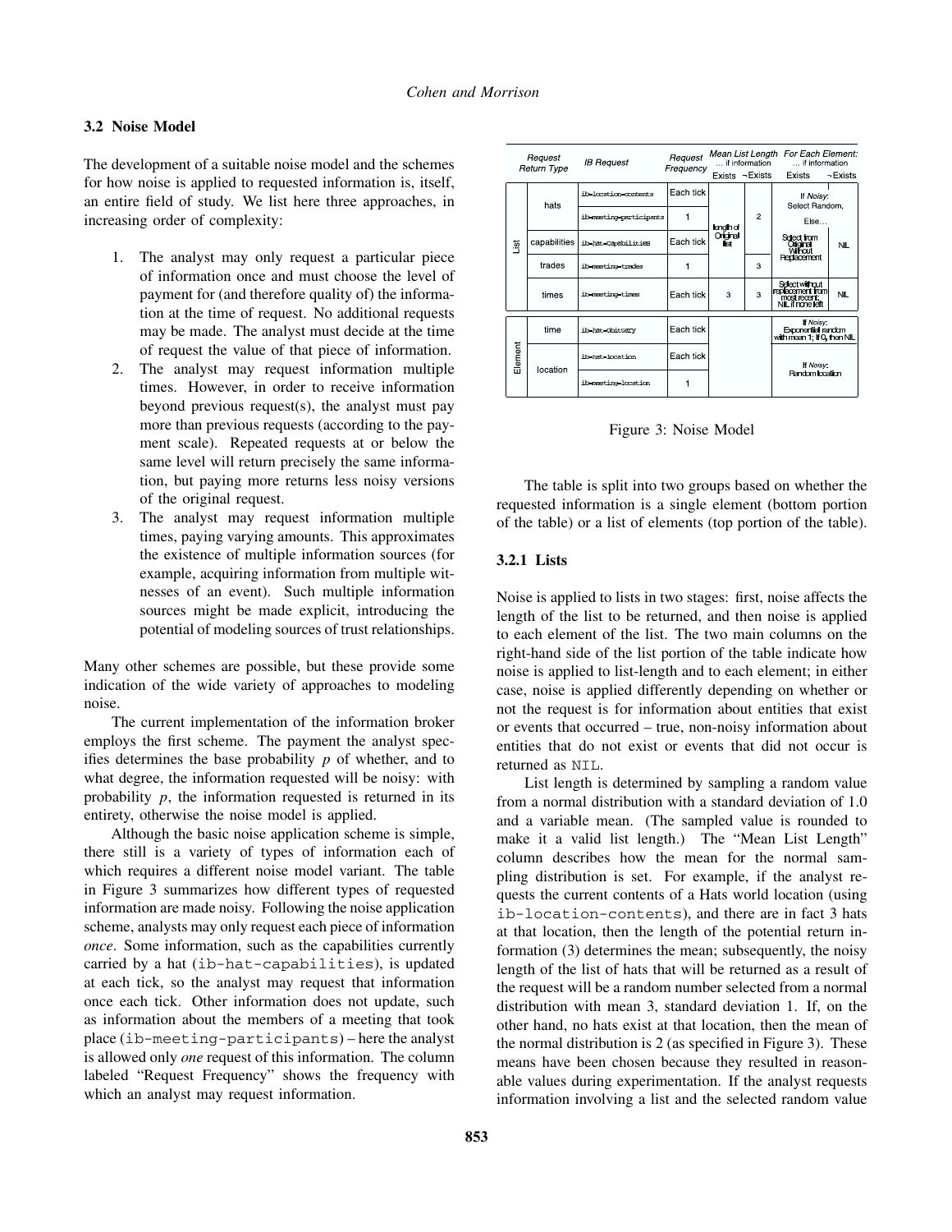### 3.2 Noise Model

The development of a suitable noise model and the schemes for how noise is applied to requested information is, itself, an entire field of study. We list here three approaches, in increasing order of complexity:

1. The analyst may only request a particular piece of information once and must choose the level of payment for (and therefore quality of) the information at the time of request. No additional requests may be made. The analyst must decide at the time of request the value of that piece of information.
2. The analyst may request information multiple times. However, in order to receive information beyond previous request(s), the analyst must pay more than previous requests (according to the payment scale). Repeated requests at or below the same level will return precisely the same information, but paying more returns less noisy versions of the original request.
3. The analyst may request information multiple times, paying varying amounts. This approximates the existence of multiple information sources (for example, acquiring information from multiple witnesses of an event). Such multiple information sources might be made explicit, introducing the potential of modeling sources of trust relationships.

Many other schemes are possible, but these provide some indication of the wide variety of approaches to modeling noise.

The current implementation of the information broker employs the first scheme. The payment the analyst specifies determines the base probability $p$ of whether, and to what degree, the information requested will be noisy: with probability $p$, the information requested is returned in its entirety, otherwise the noise model is applied.

Although the basic noise application scheme is simple, there still is a variety of types of information each of which requires a different noise model variant. The table in Figure 3 summarizes how different types of requested information are made noisy. Following the noise application scheme, analysts may only request each piece of information *once*. Some information, such as the capabilities currently carried by a hat (`ib-hat-capabilities`), is updated at each tick, so the analyst may request that information once each tick. Other information does not update, such as information about the members of a meeting that took place (`ib-meeting-participants`) – here the analyst is allowed only *one* request of this information. The column labeled "Request Frequency" shows the frequency with which an analyst may request information.

| | Request Return Type | IB Request | Request Frequency | Mean List Length ... if information Exists | Mean List Length ... if information ¬Exists | For Each Element: ... if information Exists | For Each Element: ... if information ¬Exists |
|---|---|---|---|---|---|---|---|
| List | hats | ib-location-contents | Each tick | length of Original list | 2 | If *Noisy*: Select Random, Else... Select from Original Without Replacement | |
| | | ib-meeting-participants | 1 | | | | |
| | capabilities | ib-hat-capabilities | Each tick | | | | NIL |
| | trades | ib-meeting-trades | 1 | | 3 | | |
| | times | ib-meeting-times | Each tick | 3 | 3 | Select without replacement from most recent, NIL if none left | NIL |
| Element | time | ib-hat-obituary | Each tick | | | If *Noisy*: Exponential random with mean 1; If 0, then NIL | |
| | location | ib-hat-location | Each tick | | | If *Noisy*: Random location | |
| | | ib-meeting-location | 1 | | | | |

Figure 3: Noise Model

The table is split into two groups based on whether the requested information is a single element (bottom portion of the table) or a list of elements (top portion of the table).

#### 3.2.1 Lists

Noise is applied to lists in two stages: first, noise affects the length of the list to be returned, and then noise is applied to each element of the list. The two main columns on the right-hand side of the list portion of the table indicate how noise is applied to list-length and to each element; in either case, noise is applied differently depending on whether or not the request is for information about entities that exist or events that occurred – true, non-noisy information about entities that do not exist or events that did not occur is returned as `NIL`.

List length is determined by sampling a random value from a normal distribution with a standard deviation of 1.0 and a variable mean. (The sampled value is rounded to make it a valid list length.) The "Mean List Length" column describes how the mean for the normal sampling distribution is set. For example, if the analyst requests the current contents of a Hats world location (using `ib-location-contents`), and there are in fact 3 hats at that location, then the length of the potential return information (3) determines the mean; subsequently, the noisy length of the list of hats that will be returned as a result of the request will be a random number selected from a normal distribution with mean 3, standard deviation 1. If, on the other hand, no hats exist at that location, then the mean of the normal distribution is 2 (as specified in Figure 3). These means have been chosen because they resulted in reasonable values during experimentation. If the analyst requests information involving a list and the selected random value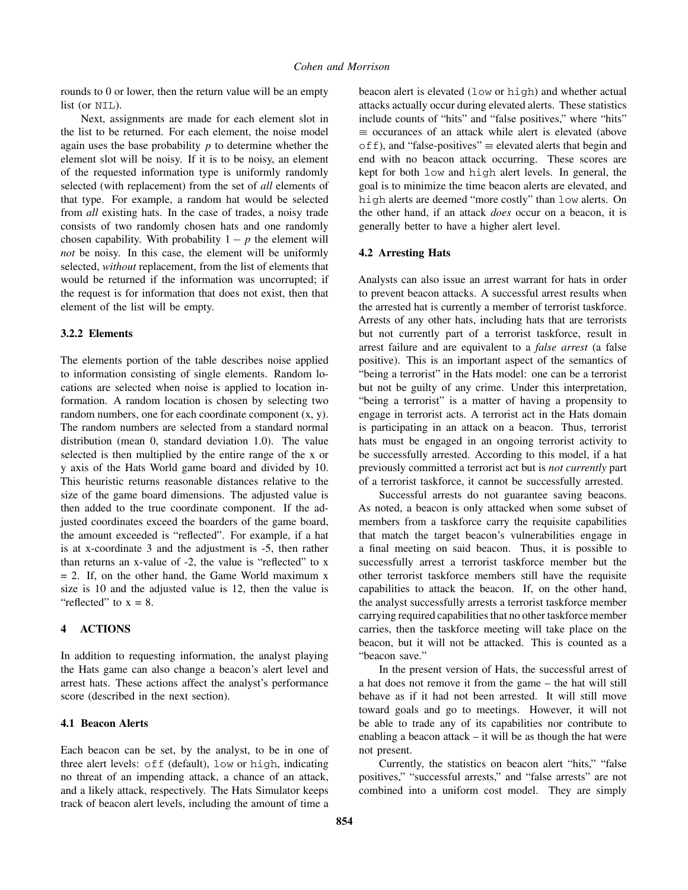rounds to 0 or lower, then the return value will be an empty list (or `NIL`).

Next, assignments are made for each element slot in the list to be returned. For each element, the noise model again uses the base probability $p$ to determine whether the element slot will be noisy. If it is to be noisy, an element of the requested information type is uniformly randomly selected (with replacement) from the set of *all* elements of that type. For example, a random hat would be selected from *all* existing hats. In the case of trades, a noisy trade consists of two randomly chosen hats and one randomly chosen capability. With probability $1 - p$ the element will *not* be noisy. In this case, the element will be uniformly selected, *without* replacement, from the list of elements that would be returned if the information was uncorrupted; if the request is for information that does not exist, then that element of the list will be empty.

#### 3.2.2 Elements

The elements portion of the table describes noise applied to information consisting of single elements. Random locations are selected when noise is applied to location information. A random location is chosen by selecting two random numbers, one for each coordinate component (x, y). The random numbers are selected from a standard normal distribution (mean 0, standard deviation 1.0). The value selected is then multiplied by the entire range of the x or y axis of the Hats World game board and divided by 10. This heuristic returns reasonable distances relative to the size of the game board dimensions. The adjusted value is then added to the true coordinate component. If the adjusted coordinates exceed the boarders of the game board, the amount exceeded is "reflected". For example, if a hat is at x-coordinate 3 and the adjustment is -5, then rather than returns an x-value of -2, the value is "reflected" to x = 2. If, on the other hand, the Game World maximum x size is 10 and the adjusted value is 12, then the value is "reflected" to x = 8.

## 4 ACTIONS

In addition to requesting information, the analyst playing the Hats game can also change a beacon's alert level and arrest hats. These actions affect the analyst's performance score (described in the next section).

### 4.1 Beacon Alerts

Each beacon can be set, by the analyst, to be in one of three alert levels: `off` (default), `low` or `high`, indicating no threat of an impending attack, a chance of an attack, and a likely attack, respectively. The Hats Simulator keeps track of beacon alert levels, including the amount of time a beacon alert is elevated (`low` or `high`) and whether actual attacks actually occur during elevated alerts. These statistics include counts of "hits" and "false positives," where "hits" ≡ occurances of an attack while alert is elevated (above `off`), and "false-positives" ≡ elevated alerts that begin and end with no beacon attack occurring. These scores are kept for both `low` and `high` alert levels. In general, the goal is to minimize the time beacon alerts are elevated, and `high` alerts are deemed "more costly" than `low` alerts. On the other hand, if an attack *does* occur on a beacon, it is generally better to have a higher alert level.

### 4.2 Arresting Hats

Analysts can also issue an arrest warrant for hats in order to prevent beacon attacks. A successful arrest results when the arrested hat is currently a member of terrorist taskforce. Arrests of any other hats, including hats that are terrorists but not currently part of a terrorist taskforce, result in arrest failure and are equivalent to a *false arrest* (a false positive). This is an important aspect of the semantics of "being a terrorist" in the Hats model: one can be a terrorist but not be guilty of any crime. Under this interpretation, "being a terrorist" is a matter of having a propensity to engage in terrorist acts. A terrorist act in the Hats domain is participating in an attack on a beacon. Thus, terrorist hats must be engaged in an ongoing terrorist activity to be successfully arrested. According to this model, if a hat previously committed a terrorist act but is *not currently* part of a terrorist taskforce, it cannot be successfully arrested.

Successful arrests do not guarantee saving beacons. As noted, a beacon is only attacked when some subset of members from a taskforce carry the requisite capabilities that match the target beacon's vulnerabilities engage in a final meeting on said beacon. Thus, it is possible to successfully arrest a terrorist taskforce member but the other terrorist taskforce members still have the requisite capabilities to attack the beacon. If, on the other hand, the analyst successfully arrests a terrorist taskforce member carrying required capabilities that no other taskforce member carries, then the taskforce meeting will take place on the beacon, but it will not be attacked. This is counted as a "beacon save."

In the present version of Hats, the successful arrest of a hat does not remove it from the game – the hat will still behave as if it had not been arrested. It will still move toward goals and go to meetings. However, it will not be able to trade any of its capabilities nor contribute to enabling a beacon attack – it will be as though the hat were not present.

Currently, the statistics on beacon alert "hits," "false positives," "successful arrests," and "false arrests" are not combined into a uniform cost model. They are simply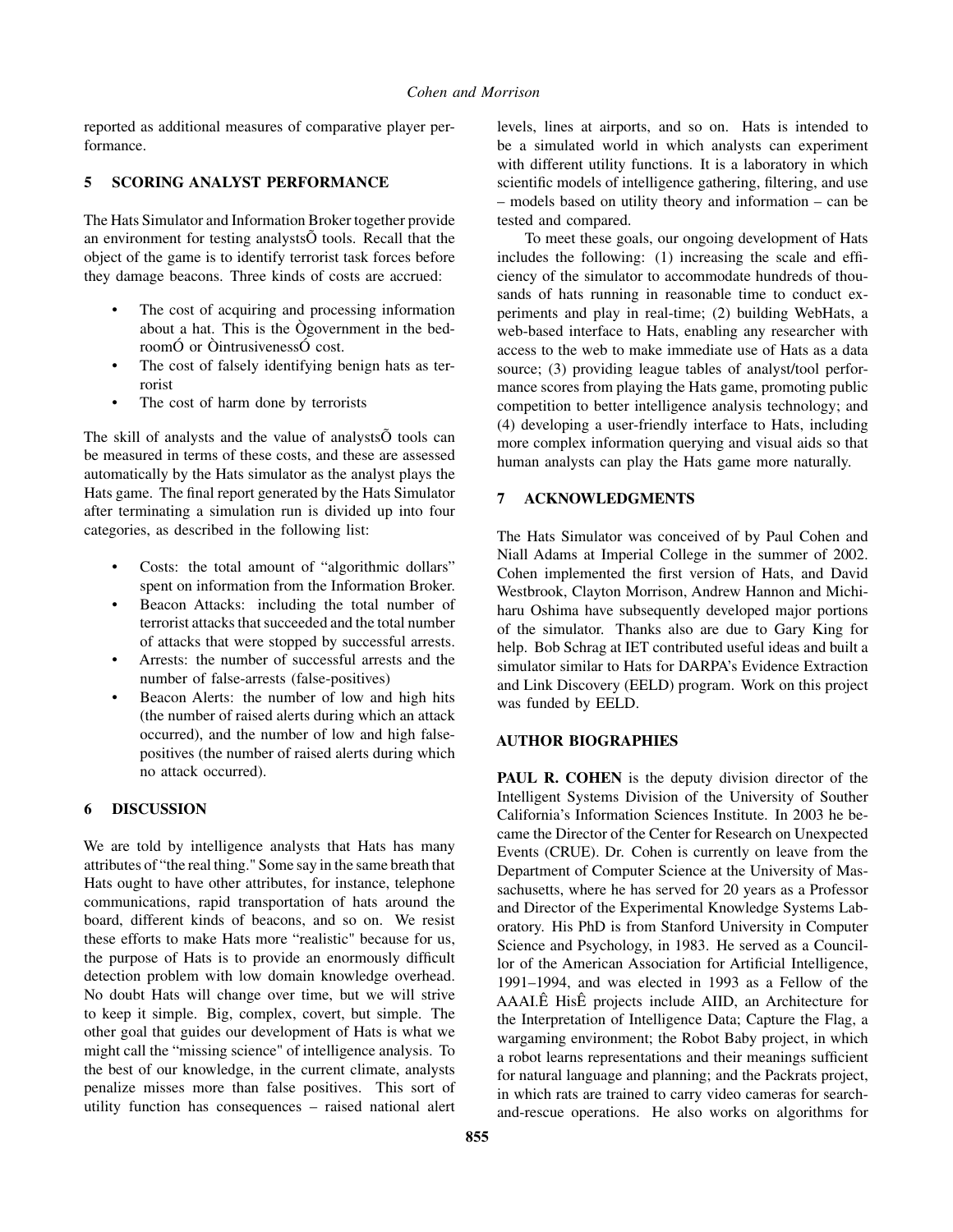reported as additional measures of comparative player performance.

## 5 SCORING ANALYST PERFORMANCE

The Hats Simulator and Information Broker together provide an environment for testing analystsÕ tools. Recall that the object of the game is to identify terrorist task forces before they damage beacons. Three kinds of costs are accrued:

- The cost of acquiring and processing information about a hat. This is the Ògovernment in the bedroomÓ or ÒintrusivenessÓ cost.
- The cost of falsely identifying benign hats as terrorist
- The cost of harm done by terrorists

The skill of analysts and the value of analystsÕ tools can be measured in terms of these costs, and these are assessed automatically by the Hats simulator as the analyst plays the Hats game. The final report generated by the Hats Simulator after terminating a simulation run is divided up into four categories, as described in the following list:

- Costs: the total amount of "algorithmic dollars" spent on information from the Information Broker.
- Beacon Attacks: including the total number of terrorist attacks that succeeded and the total number of attacks that were stopped by successful arrests.
- Arrests: the number of successful arrests and the number of false-arrests (false-positives)
- Beacon Alerts: the number of low and high hits (the number of raised alerts during which an attack occurred), and the number of low and high false-positives (the number of raised alerts during which no attack occurred).

## 6 DISCUSSION

We are told by intelligence analysts that Hats has many attributes of "the real thing." Some say in the same breath that Hats ought to have other attributes, for instance, telephone communications, rapid transportation of hats around the board, different kinds of beacons, and so on. We resist these efforts to make Hats more "realistic" because for us, the purpose of Hats is to provide an enormously difficult detection problem with low domain knowledge overhead. No doubt Hats will change over time, but we will strive to keep it simple. Big, complex, covert, but simple. The other goal that guides our development of Hats is what we might call the "missing science" of intelligence analysis. To the best of our knowledge, in the current climate, analysts penalize misses more than false positives. This sort of utility function has consequences – raised national alert levels, lines at airports, and so on. Hats is intended to be a simulated world in which analysts can experiment with different utility functions. It is a laboratory in which scientific models of intelligence gathering, filtering, and use – models based on utility theory and information – can be tested and compared.

To meet these goals, our ongoing development of Hats includes the following: (1) increasing the scale and efficiency of the simulator to accommodate hundreds of thousands of hats running in reasonable time to conduct experiments and play in real-time; (2) building WebHats, a web-based interface to Hats, enabling any researcher with access to the web to make immediate use of Hats as a data source; (3) providing league tables of analyst/tool performance scores from playing the Hats game, promoting public competition to better intelligence analysis technology; and (4) developing a user-friendly interface to Hats, including more complex information querying and visual aids so that human analysts can play the Hats game more naturally.

## 7 ACKNOWLEDGMENTS

The Hats Simulator was conceived of by Paul Cohen and Niall Adams at Imperial College in the summer of 2002. Cohen implemented the first version of Hats, and David Westbrook, Clayton Morrison, Andrew Hannon and Michiharu Oshima have subsequently developed major portions of the simulator. Thanks also are due to Gary King for help. Bob Schrag at IET contributed useful ideas and built a simulator similar to Hats for DARPA's Evidence Extraction and Link Discovery (EELD) program. Work on this project was funded by EELD.

## AUTHOR BIOGRAPHIES

**PAUL R. COHEN** is the deputy division director of the Intelligent Systems Division of the University of Souther California's Information Sciences Institute. In 2003 he became the Director of the Center for Research on Unexpected Events (CRUE). Dr. Cohen is currently on leave from the Department of Computer Science at the University of Massachusetts, where he has served for 20 years as a Professor and Director of the Experimental Knowledge Systems Laboratory. His PhD is from Stanford University in Computer Science and Psychology, in 1983. He served as a Councillor of the American Association for Artificial Intelligence, 1991–1994, and was elected in 1993 as a Fellow of the AAAI.Ê HisÊ projects include AIID, an Architecture for the Interpretation of Intelligence Data; Capture the Flag, a wargaming environment; the Robot Baby project, in which a robot learns representations and their meanings sufficient for natural language and planning; and the Packrats project, in which rats are trained to carry video cameras for search-and-rescue operations. He also works on algorithms for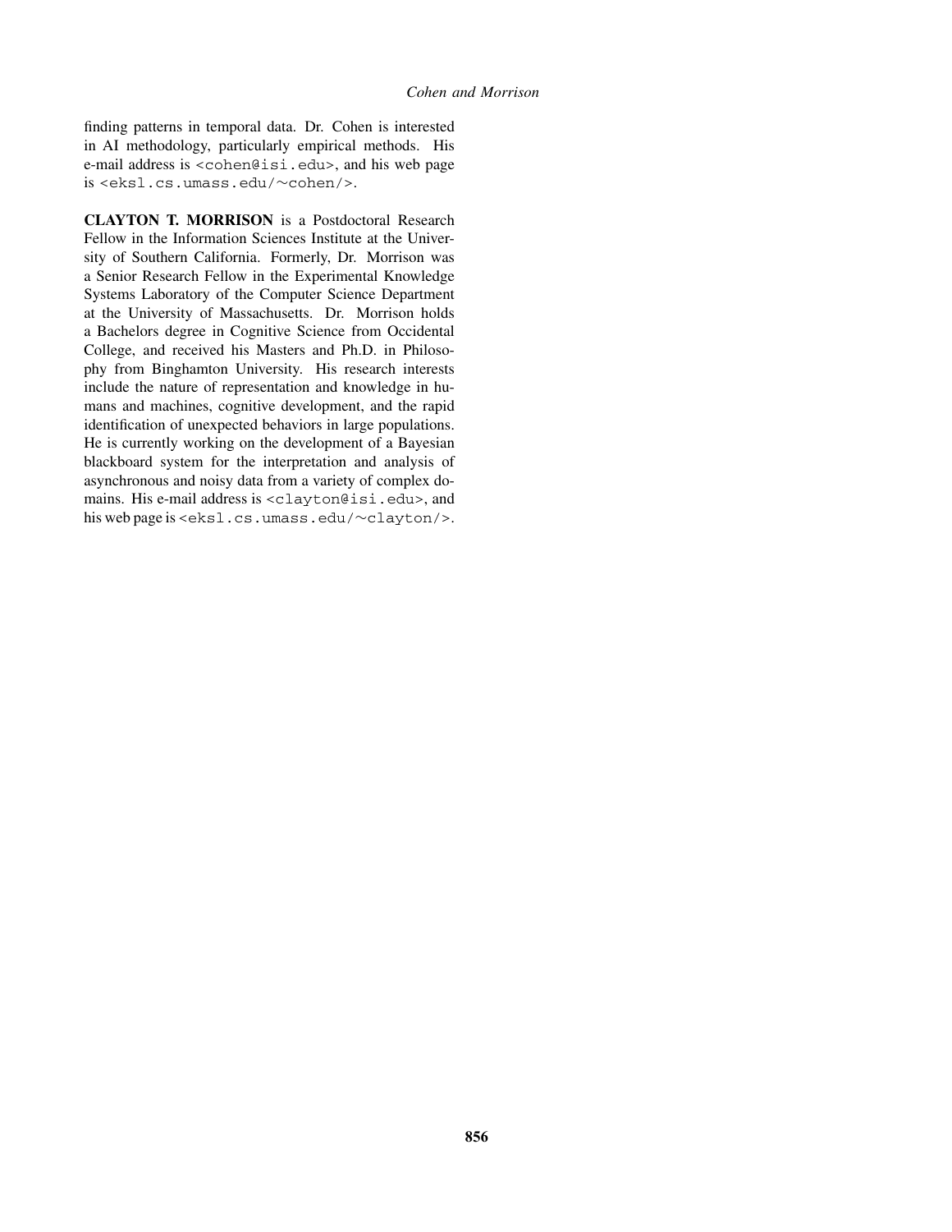finding patterns in temporal data. Dr. Cohen is interested in AI methodology, particularly empirical methods. His e-mail address is <cohen@isi.edu>, and his web page is <eksl.cs.umass.edu/~cohen/>.

**CLAYTON T. MORRISON** is a Postdoctoral Research Fellow in the Information Sciences Institute at the University of Southern California. Formerly, Dr. Morrison was a Senior Research Fellow in the Experimental Knowledge Systems Laboratory of the Computer Science Department at the University of Massachusetts. Dr. Morrison holds a Bachelors degree in Cognitive Science from Occidental College, and received his Masters and Ph.D. in Philosophy from Binghamton University. His research interests include the nature of representation and knowledge in humans and machines, cognitive development, and the rapid identification of unexpected behaviors in large populations. He is currently working on the development of a Bayesian blackboard system for the interpretation and analysis of asynchronous and noisy data from a variety of complex domains. His e-mail address is <clayton@isi.edu>, and his web page is <eksl.cs.umass.edu/~clayton/>.